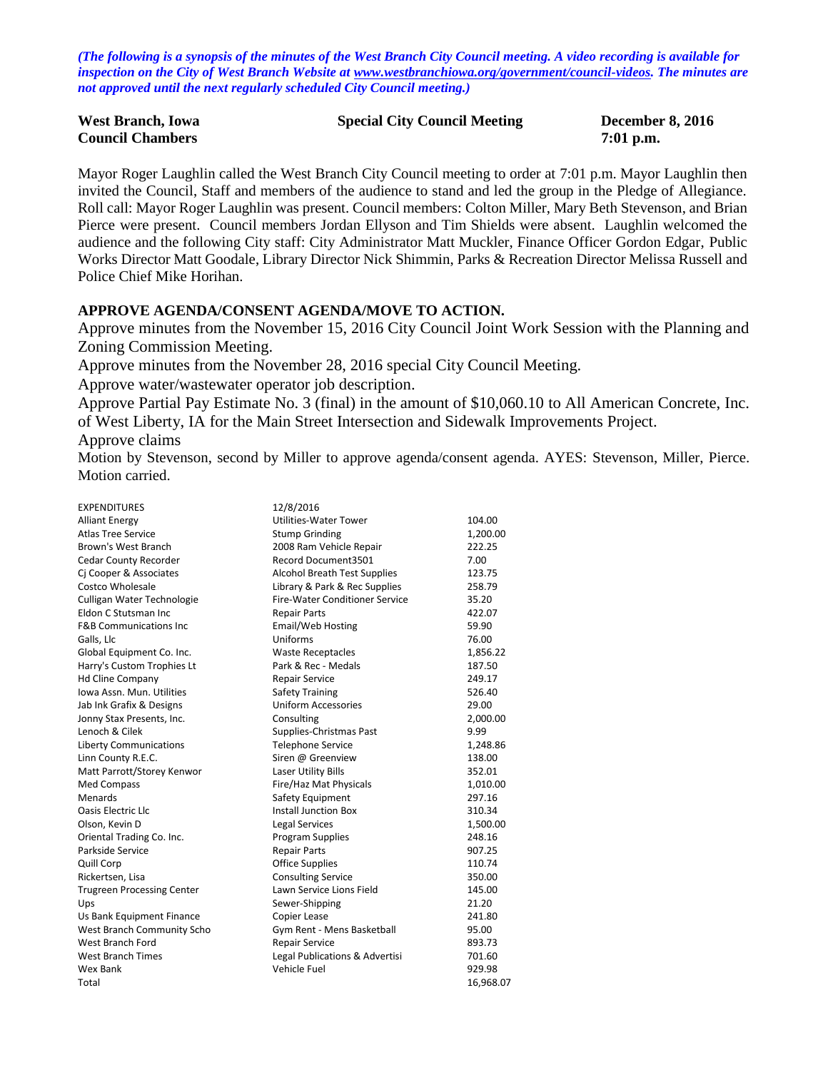*(The following is a synopsis of the minutes of the West Branch City Council meeting. A video recording is available for inspection on the City of West Branch Website at www.westbranchiowa.org/government/council-videos. The minutes are not approved until the next regularly scheduled City Council meeting.)*

**West Branch, Iowa** **Special City Council Meeting** **December 8, 2016**
**Council Chambers** **7:01 p.m.**

Mayor Roger Laughlin called the West Branch City Council meeting to order at 7:01 p.m. Mayor Laughlin then invited the Council, Staff and members of the audience to stand and led the group in the Pledge of Allegiance. Roll call: Mayor Roger Laughlin was present. Council members: Colton Miller, Mary Beth Stevenson, and Brian Pierce were present. Council members Jordan Ellyson and Tim Shields were absent. Laughlin welcomed the audience and the following City staff: City Administrator Matt Muckler, Finance Officer Gordon Edgar, Public Works Director Matt Goodale, Library Director Nick Shimmin, Parks & Recreation Director Melissa Russell and Police Chief Mike Horihan.

**APPROVE AGENDA/CONSENT AGENDA/MOVE TO ACTION.**

Approve minutes from the November 15, 2016 City Council Joint Work Session with the Planning and Zoning Commission Meeting.

Approve minutes from the November 28, 2016 special City Council Meeting.

Approve water/wastewater operator job description.

Approve Partial Pay Estimate No. 3 (final) in the amount of $10,060.10 to All American Concrete, Inc. of West Liberty, IA for the Main Street Intersection and Sidewalk Improvements Project.

Approve claims

Motion by Stevenson, second by Miller to approve agenda/consent agenda. AYES: Stevenson, Miller, Pierce. Motion carried.

| EXPENDITURES | 12/8/2016 | |
|---|---|---|
| Alliant Energy | Utilities-Water Tower | 104.00 |
| Atlas Tree Service | Stump Grinding | 1,200.00 |
| Brown's West Branch | 2008 Ram Vehicle Repair | 222.25 |
| Cedar County Recorder | Record Document3501 | 7.00 |
| Cj Cooper & Associates | Alcohol Breath Test Supplies | 123.75 |
| Costco Wholesale | Library & Park & Rec Supplies | 258.79 |
| Culligan Water Technologie | Fire-Water Conditioner Service | 35.20 |
| Eldon C Stutsman Inc | Repair Parts | 422.07 |
| F&B Communications Inc | Email/Web Hosting | 59.90 |
| Galls, Llc | Uniforms | 76.00 |
| Global Equipment Co. Inc. | Waste Receptacles | 1,856.22 |
| Harry's Custom Trophies Lt | Park & Rec - Medals | 187.50 |
| Hd Cline Company | Repair Service | 249.17 |
| Iowa Assn. Mun. Utilities | Safety Training | 526.40 |
| Jab Ink Grafix & Designs | Uniform Accessories | 29.00 |
| Jonny Stax Presents, Inc. | Consulting | 2,000.00 |
| Lenoch & Cilek | Supplies-Christmas Past | 9.99 |
| Liberty Communications | Telephone Service | 1,248.86 |
| Linn County R.E.C. | Siren @ Greenview | 138.00 |
| Matt Parrott/Storey Kenwor | Laser Utility Bills | 352.01 |
| Med Compass | Fire/Haz Mat Physicals | 1,010.00 |
| Menards | Safety Equipment | 297.16 |
| Oasis Electric Llc | Install Junction Box | 310.34 |
| Olson, Kevin D | Legal Services | 1,500.00 |
| Oriental Trading Co. Inc. | Program Supplies | 248.16 |
| Parkside Service | Repair Parts | 907.25 |
| Quill Corp | Office Supplies | 110.74 |
| Rickertsen, Lisa | Consulting Service | 350.00 |
| Trugreen Processing Center | Lawn Service Lions Field | 145.00 |
| Ups | Sewer-Shipping | 21.20 |
| Us Bank Equipment Finance | Copier Lease | 241.80 |
| West Branch Community Scho | Gym Rent - Mens Basketball | 95.00 |
| West Branch Ford | Repair Service | 893.73 |
| West Branch Times | Legal Publications & Advertisi | 701.60 |
| Wex Bank | Vehicle Fuel | 929.98 |
| Total | | 16,968.07 |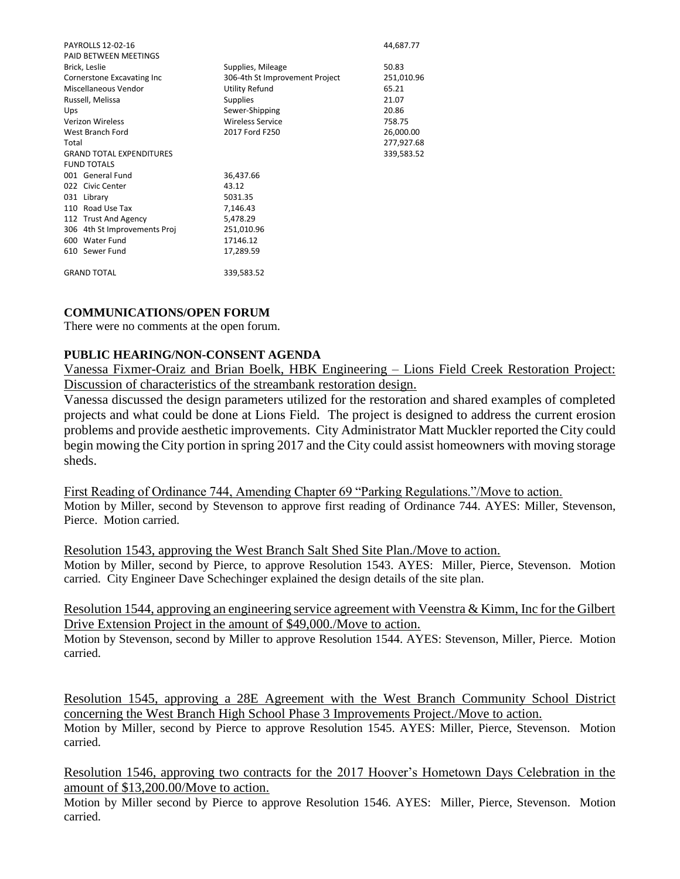| | | |
|---|---|---|
| PAYROLLS 12-02-16 | | 44,687.77 |
| PAID BETWEEN MEETINGS | | |
| Brick, Leslie | Supplies, Mileage | 50.83 |
| Cornerstone Excavating Inc | 306-4th St Improvement Project | 251,010.96 |
| Miscellaneous Vendor | Utility Refund | 65.21 |
| Russell, Melissa | Supplies | 21.07 |
| Ups | Sewer-Shipping | 20.86 |
| Verizon Wireless | Wireless Service | 758.75 |
| West Branch Ford | 2017 Ford F250 | 26,000.00 |
| Total | | 277,927.68 |
| GRAND TOTAL EXPENDITURES | | 339,583.52 |
| FUND TOTALS | | |
| 001 General Fund | 36,437.66 | |
| 022 Civic Center | 43.12 | |
| 031 Library | 5031.35 | |
| 110 Road Use Tax | 7,146.43 | |
| 112 Trust And Agency | 5,478.29 | |
| 306 4th St Improvements Proj | 251,010.96 | |
| 600 Water Fund | 17146.12 | |
| 610 Sewer Fund | 17,289.59 | |
| GRAND TOTAL | 339,583.52 | |

**COMMUNICATIONS/OPEN FORUM**

There were no comments at the open forum.

**PUBLIC HEARING/NON-CONSENT AGENDA**

Vanessa Fixmer-Oraiz and Brian Boelk, HBK Engineering – Lions Field Creek Restoration Project: Discussion of characteristics of the streambank restoration design.

Vanessa discussed the design parameters utilized for the restoration and shared examples of completed projects and what could be done at Lions Field. The project is designed to address the current erosion problems and provide aesthetic improvements. City Administrator Matt Muckler reported the City could begin mowing the City portion in spring 2017 and the City could assist homeowners with moving storage sheds.

First Reading of Ordinance 744, Amending Chapter 69 "Parking Regulations."/Move to action.

Motion by Miller, second by Stevenson to approve first reading of Ordinance 744. AYES: Miller, Stevenson, Pierce. Motion carried.

Resolution 1543, approving the West Branch Salt Shed Site Plan./Move to action.

Motion by Miller, second by Pierce, to approve Resolution 1543. AYES: Miller, Pierce, Stevenson. Motion carried. City Engineer Dave Schechinger explained the design details of the site plan.

Resolution 1544, approving an engineering service agreement with Veenstra & Kimm, Inc for the Gilbert Drive Extension Project in the amount of $49,000./Move to action.

Motion by Stevenson, second by Miller to approve Resolution 1544. AYES: Stevenson, Miller, Pierce. Motion carried.

Resolution 1545, approving a 28E Agreement with the West Branch Community School District concerning the West Branch High School Phase 3 Improvements Project./Move to action.

Motion by Miller, second by Pierce to approve Resolution 1545. AYES: Miller, Pierce, Stevenson. Motion carried.

Resolution 1546, approving two contracts for the 2017 Hoover's Hometown Days Celebration in the amount of $13,200.00/Move to action.

Motion by Miller second by Pierce to approve Resolution 1546. AYES: Miller, Pierce, Stevenson. Motion carried.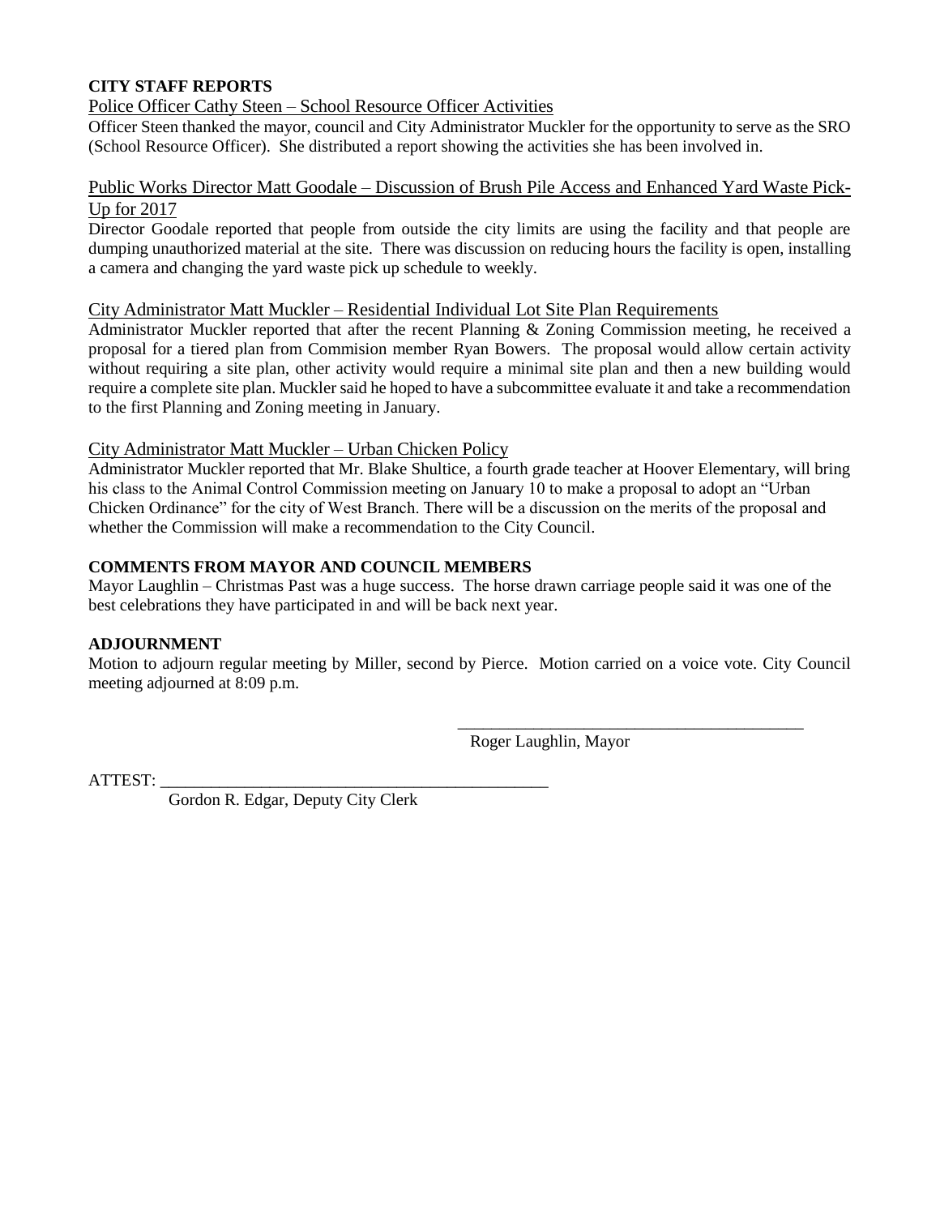**CITY STAFF REPORTS**

Police Officer Cathy Steen – School Resource Officer Activities

Officer Steen thanked the mayor, council and City Administrator Muckler for the opportunity to serve as the SRO (School Resource Officer). She distributed a report showing the activities she has been involved in.

Public Works Director Matt Goodale – Discussion of Brush Pile Access and Enhanced Yard Waste Pick-Up for 2017

Director Goodale reported that people from outside the city limits are using the facility and that people are dumping unauthorized material at the site. There was discussion on reducing hours the facility is open, installing a camera and changing the yard waste pick up schedule to weekly.

City Administrator Matt Muckler – Residential Individual Lot Site Plan Requirements

Administrator Muckler reported that after the recent Planning & Zoning Commission meeting, he received a proposal for a tiered plan from Commision member Ryan Bowers. The proposal would allow certain activity without requiring a site plan, other activity would require a minimal site plan and then a new building would require a complete site plan. Muckler said he hoped to have a subcommittee evaluate it and take a recommendation to the first Planning and Zoning meeting in January.

City Administrator Matt Muckler – Urban Chicken Policy

Administrator Muckler reported that Mr. Blake Shultice, a fourth grade teacher at Hoover Elementary, will bring his class to the Animal Control Commission meeting on January 10 to make a proposal to adopt an "Urban Chicken Ordinance" for the city of West Branch. There will be a discussion on the merits of the proposal and whether the Commission will make a recommendation to the City Council.

**COMMENTS FROM MAYOR AND COUNCIL MEMBERS**

Mayor Laughlin – Christmas Past was a huge success. The horse drawn carriage people said it was one of the best celebrations they have participated in and will be back next year.

**ADJOURNMENT**

Motion to adjourn regular meeting by Miller, second by Pierce. Motion carried on a voice vote. City Council meeting adjourned at 8:09 p.m.

\_\_\_\_\_\_\_\_\_\_\_\_\_\_\_\_\_\_\_\_\_\_\_\_\_\_\_\_\_\_\_\_\_\_\_\_\_\_\_\_\_\_

Roger Laughlin, Mayor

ATTEST: \_\_\_\_\_\_\_\_\_\_\_\_\_\_\_\_\_\_\_\_\_\_\_\_\_\_\_\_\_\_\_\_\_\_\_\_\_\_\_\_\_\_\_\_\_\_

Gordon R. Edgar, Deputy City Clerk